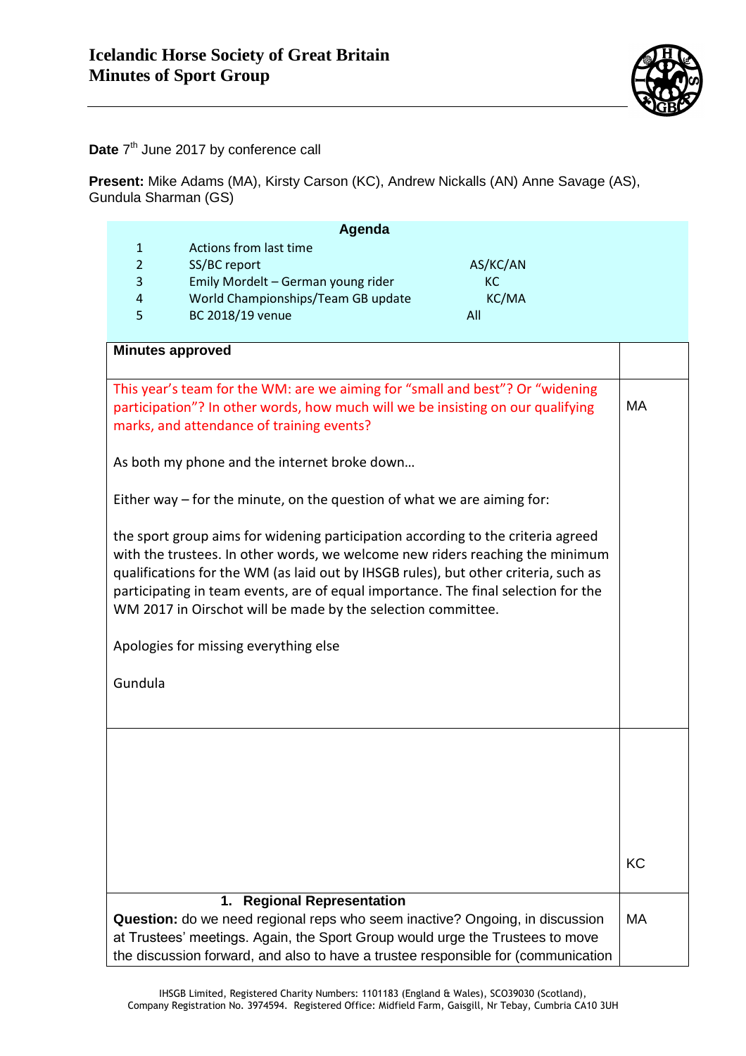# Icelandic Horse Society of Great Britain
# Minutes of Sport Group

**Date** 7th June 2017 by conference call

**Present:** Mike Adams (MA), Kirsty Carson (KC), Andrew Nickalls (AN) Anne Savage (AS), Gundula Sharman (GS)

**Agenda**

| | | |
|---|---|---|
| 1 | Actions from last time | |
| 2 | SS/BC report | AS/KC/AN |
| 3 | Emily Mordelt – German young rider | KC |
| 4 | World Championships/Team GB update | KC/MA |
| 5 | BC 2018/19 venue | All |

| | |
|---|---|
| **Minutes approved** | |
| This year's team for the WM: are we aiming for "small and best"? Or "widening participation"? In other words, how much will we be insisting on our qualifying marks, and attendance of training events?<br><br>As both my phone and the internet broke down…<br><br>Either way – for the minute, on the question of what we are aiming for:<br><br>the sport group aims for widening participation according to the criteria agreed with the trustees. In other words, we welcome new riders reaching the minimum qualifications for the WM (as laid out by IHSGB rules), but other criteria, such as participating in team events, are of equal importance. The final selection for the WM 2017 in Oirschot will be made by the selection committee.<br><br>Apologies for missing everything else<br><br>Gundula | MA |
| | KC |
| **1. Regional Representation**<br>**Question:** do we need regional reps who seem inactive? Ongoing, in discussion at Trustees' meetings. Again, the Sport Group would urge the Trustees to move the discussion forward, and also to have a trustee responsible for (communication | MA |

IHSGB Limited, Registered Charity Numbers: 1101183 (England & Wales), SCO39030 (Scotland), Company Registration No. 3974594. Registered Office: Midfield Farm, Gaisgill, Nr Tebay, Cumbria CA10 3UH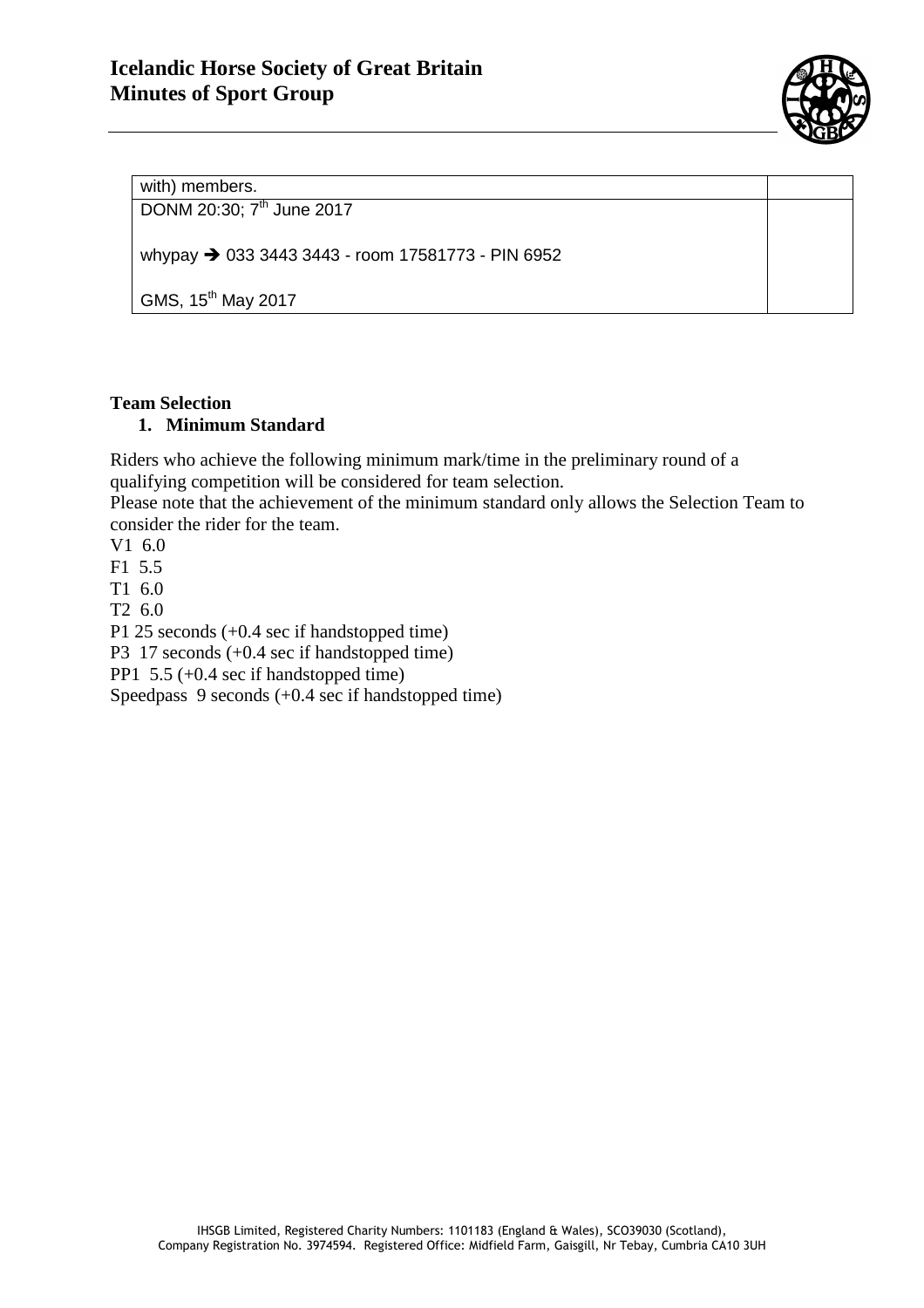| | |
|---|---|
| with) members. | |
| DONM 20:30; 7th June 2017<br><br>whypay ➔ 033 3443 3443 - room 17581773 - PIN 6952<br><br>GMS, 15th May 2017 | |

**Team Selection**

1. **Minimum Standard**

Riders who achieve the following minimum mark/time in the preliminary round of a qualifying competition will be considered for team selection.
Please note that the achievement of the minimum standard only allows the Selection Team to consider the rider for the team.

V1 6.0
F1 5.5
T1 6.0
T2 6.0
P1 25 seconds (+0.4 sec if handstopped time)
P3 17 seconds (+0.4 sec if handstopped time)
PP1 5.5 (+0.4 sec if handstopped time)
Speedpass 9 seconds (+0.4 sec if handstopped time)